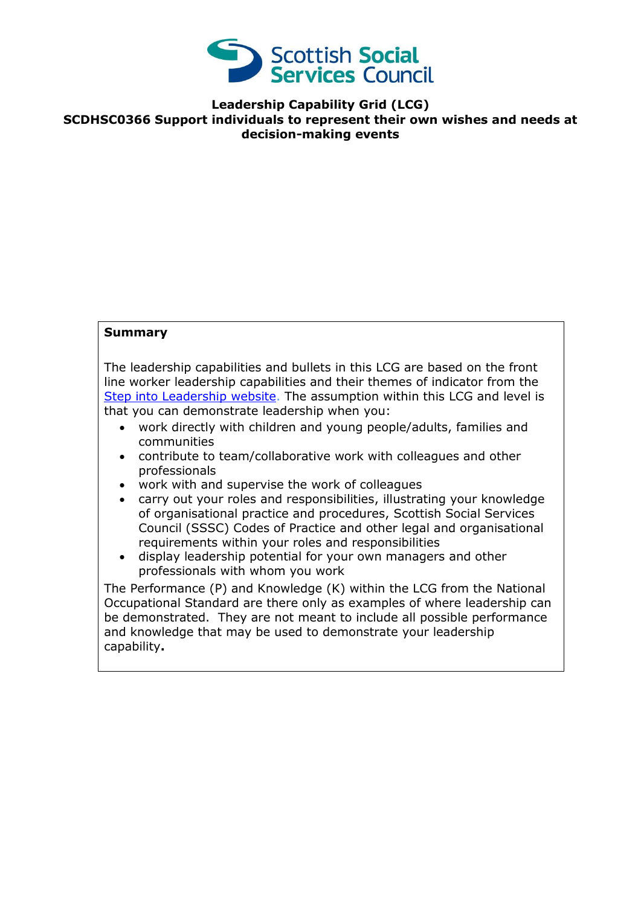Scottish Social Services Council

**Leadership Capability Grid (LCG)**
**SCDHSC0366 Support individuals to represent their own wishes and needs at decision-making events**

**Summary**

The leadership capabilities and bullets in this LCG are based on the front line worker leadership capabilities and their themes of indicator from the Step into Leadership website. The assumption within this LCG and level is that you can demonstrate leadership when you:

- work directly with children and young people/adults, families and communities
- contribute to team/collaborative work with colleagues and other professionals
- work with and supervise the work of colleagues
- carry out your roles and responsibilities, illustrating your knowledge of organisational practice and procedures, Scottish Social Services Council (SSSC) Codes of Practice and other legal and organisational requirements within your roles and responsibilities
- display leadership potential for your own managers and other professionals with whom you work

The Performance (P) and Knowledge (K) within the LCG from the National Occupational Standard are there only as examples of where leadership can be demonstrated. They are not meant to include all possible performance and knowledge that may be used to demonstrate your leadership capability**.**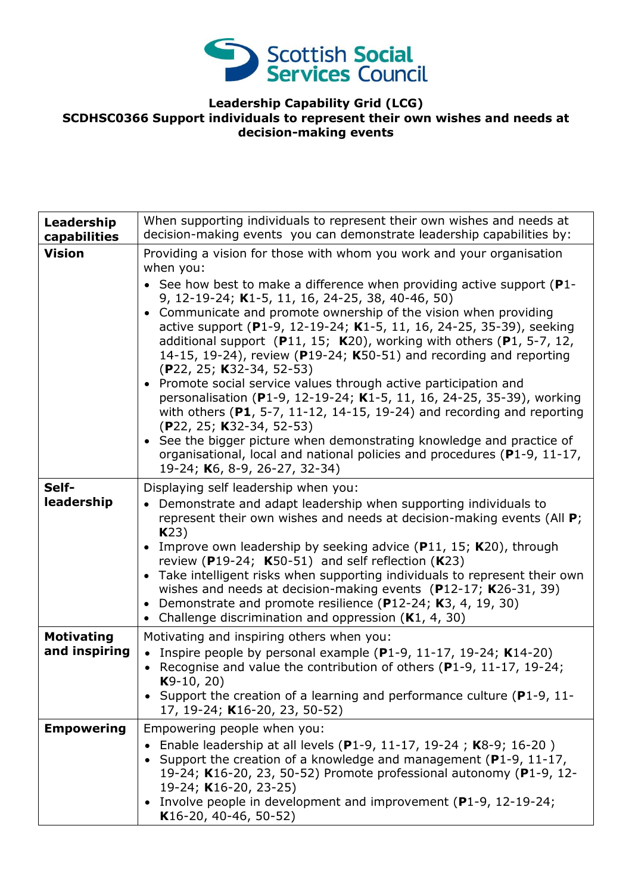**Leadership Capability Grid (LCG)**
**SCDHSC0366 Support individuals to represent their own wishes and needs at decision-making events**

| **Leadership capabilities** | When supporting individuals to represent their own wishes and needs at decision-making events you can demonstrate leadership capabilities by: |
|---|---|
| **Vision** | Providing a vision for those with whom you work and your organisation when you:<br>• See how best to make a difference when providing active support (**P**1-9, 12-19-24; **K**1-5, 11, 16, 24-25, 38, 40-46, 50)<br>• Communicate and promote ownership of the vision when providing active support (**P**1-9, 12-19-24; **K**1-5, 11, 16, 24-25, 35-39), seeking additional support (**P**11, 15; **K**20), working with others (**P**1, 5-7, 12, 14-15, 19-24), review (**P**19-24; **K**50-51) and recording and reporting (**P**22, 25; **K**32-34, 52-53)<br>• Promote social service values through active participation and personalisation (**P**1-9, 12-19-24; **K**1-5, 11, 16, 24-25, 35-39), working with others (**P1**, 5-7, 11-12, 14-15, 19-24) and recording and reporting (**P**22, 25; **K**32-34, 52-53)<br>• See the bigger picture when demonstrating knowledge and practice of organisational, local and national policies and procedures (**P**1-9, 11-17, 19-24; **K**6, 8-9, 26-27, 32-34) |
| **Self-leadership** | Displaying self leadership when you:<br>• Demonstrate and adapt leadership when supporting individuals to represent their own wishes and needs at decision-making events (All **P**; **K**23)<br>• Improve own leadership by seeking advice (**P**11, 15; **K**20), through review (**P**19-24; **K**50-51) and self reflection (**K**23)<br>• Take intelligent risks when supporting individuals to represent their own wishes and needs at decision-making events (**P**12-17; **K**26-31, 39)<br>• Demonstrate and promote resilience (**P**12-24; **K**3, 4, 19, 30)<br>• Challenge discrimination and oppression (**K**1, 4, 30) |
| **Motivating and inspiring** | Motivating and inspiring others when you:<br>• Inspire people by personal example (**P**1-9, 11-17, 19-24; **K**14-20)<br>• Recognise and value the contribution of others (**P**1-9, 11-17, 19-24; **K**9-10, 20)<br>• Support the creation of a learning and performance culture (**P**1-9, 11-17, 19-24; **K**16-20, 23, 50-52) |
| **Empowering** | Empowering people when you:<br>• Enable leadership at all levels (**P**1-9, 11-17, 19-24 ; **K**8-9; 16-20 )<br>• Support the creation of a knowledge and management (**P**1-9, 11-17, 19-24; **K**16-20, 23, 50-52) Promote professional autonomy (**P**1-9, 12-19-24; **K**16-20, 23-25)<br>• Involve people in development and improvement (**P**1-9, 12-19-24; **K**16-20, 40-46, 50-52) |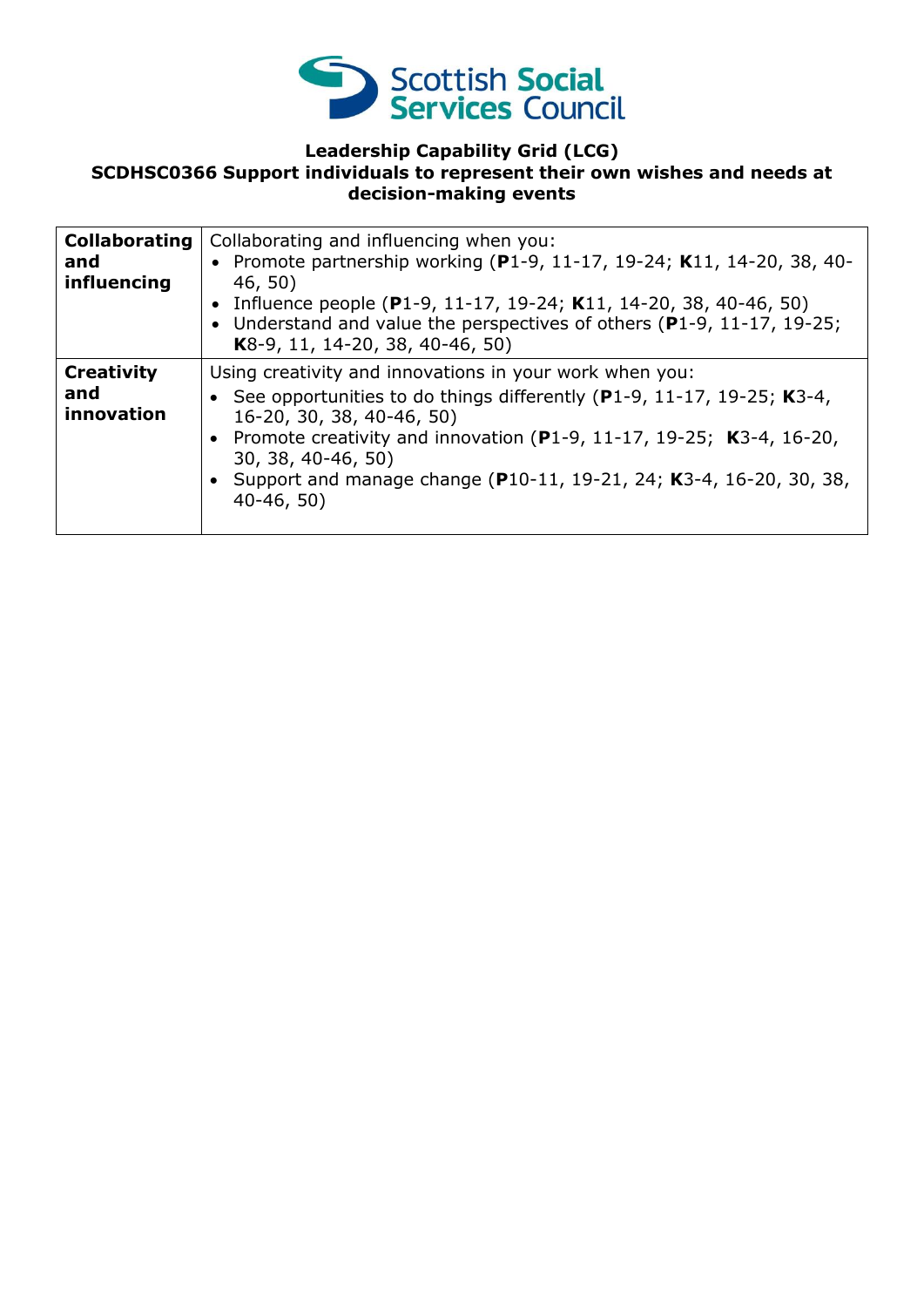**Leadership Capability Grid (LCG)**
**SCDHSC0366 Support individuals to represent their own wishes and needs at decision-making events**

| | |
|---|---|
| **Collaborating and influencing** | Collaborating and influencing when you:<br>• Promote partnership working (**P**1-9, 11-17, 19-24; **K**11, 14-20, 38, 40-46, 50)<br>• Influence people (**P**1-9, 11-17, 19-24; **K**11, 14-20, 38, 40-46, 50)<br>• Understand and value the perspectives of others (**P**1-9, 11-17, 19-25; **K**8-9, 11, 14-20, 38, 40-46, 50) |
| **Creativity and innovation** | Using creativity and innovations in your work when you:<br>• See opportunities to do things differently (**P**1-9, 11-17, 19-25; **K**3-4, 16-20, 30, 38, 40-46, 50)<br>• Promote creativity and innovation (**P**1-9, 11-17, 19-25; **K**3-4, 16-20, 30, 38, 40-46, 50)<br>• Support and manage change (**P**10-11, 19-21, 24; **K**3-4, 16-20, 30, 38, 40-46, 50) |